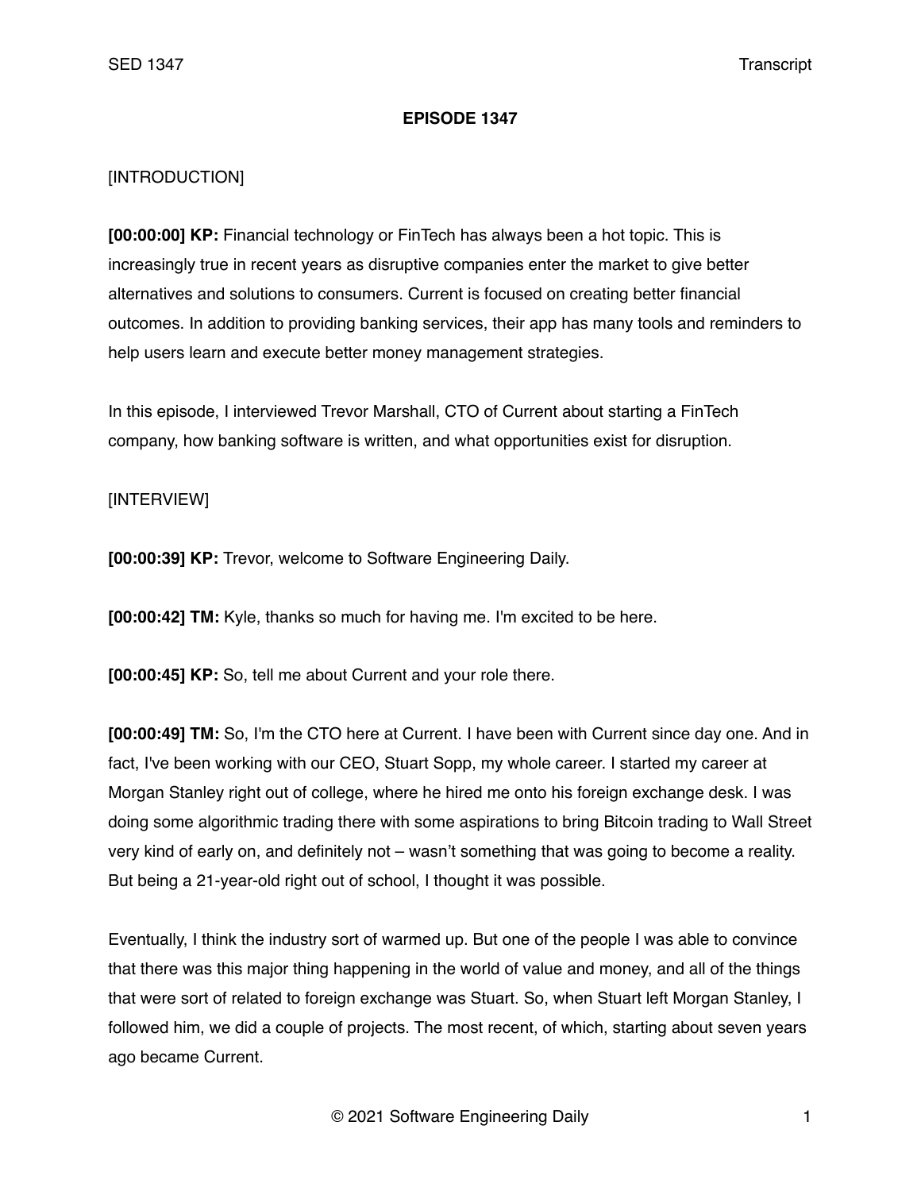# EPISODE 1347

[INTRODUCTION]

**[00:00:00] KP:** Financial technology or FinTech has always been a hot topic. This is increasingly true in recent years as disruptive companies enter the market to give better alternatives and solutions to consumers. Current is focused on creating better financial outcomes. In addition to providing banking services, their app has many tools and reminders to help users learn and execute better money management strategies.

In this episode, I interviewed Trevor Marshall, CTO of Current about starting a FinTech company, how banking software is written, and what opportunities exist for disruption.

[INTERVIEW]

**[00:00:39] KP:** Trevor, welcome to Software Engineering Daily.

**[00:00:42] TM:** Kyle, thanks so much for having me. I'm excited to be here.

**[00:00:45] KP:** So, tell me about Current and your role there.

**[00:00:49] TM:** So, I'm the CTO here at Current. I have been with Current since day one. And in fact, I've been working with our CEO, Stuart Sopp, my whole career. I started my career at Morgan Stanley right out of college, where he hired me onto his foreign exchange desk. I was doing some algorithmic trading there with some aspirations to bring Bitcoin trading to Wall Street very kind of early on, and definitely not – wasn't something that was going to become a reality. But being a 21-year-old right out of school, I thought it was possible.

Eventually, I think the industry sort of warmed up. But one of the people I was able to convince that there was this major thing happening in the world of value and money, and all of the things that were sort of related to foreign exchange was Stuart. So, when Stuart left Morgan Stanley, I followed him, we did a couple of projects. The most recent, of which, starting about seven years ago became Current.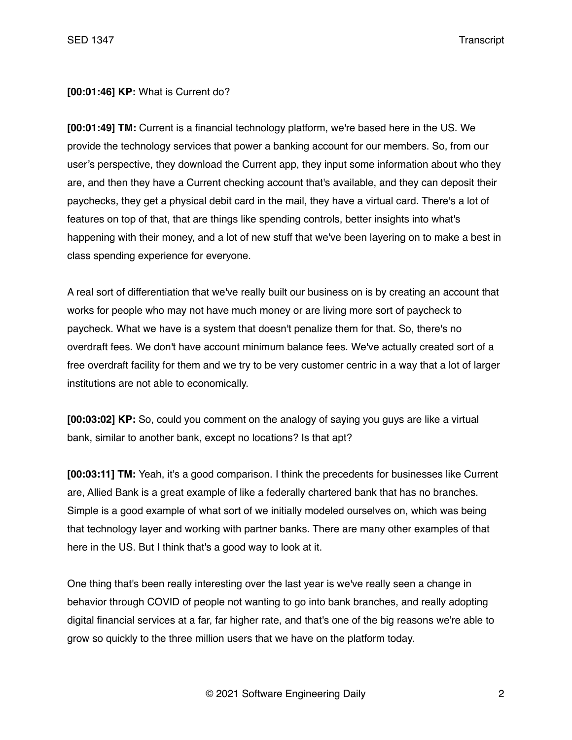**[00:01:46] KP:** What is Current do?

**[00:01:49] TM:** Current is a financial technology platform, we're based here in the US. We provide the technology services that power a banking account for our members. So, from our user's perspective, they download the Current app, they input some information about who they are, and then they have a Current checking account that's available, and they can deposit their paychecks, they get a physical debit card in the mail, they have a virtual card. There's a lot of features on top of that, that are things like spending controls, better insights into what's happening with their money, and a lot of new stuff that we've been layering on to make a best in class spending experience for everyone.

A real sort of differentiation that we've really built our business on is by creating an account that works for people who may not have much money or are living more sort of paycheck to paycheck. What we have is a system that doesn't penalize them for that. So, there's no overdraft fees. We don't have account minimum balance fees. We've actually created sort of a free overdraft facility for them and we try to be very customer centric in a way that a lot of larger institutions are not able to economically.

**[00:03:02] KP:** So, could you comment on the analogy of saying you guys are like a virtual bank, similar to another bank, except no locations? Is that apt?

**[00:03:11] TM:** Yeah, it's a good comparison. I think the precedents for businesses like Current are, Allied Bank is a great example of like a federally chartered bank that has no branches. Simple is a good example of what sort of we initially modeled ourselves on, which was being that technology layer and working with partner banks. There are many other examples of that here in the US. But I think that's a good way to look at it.

One thing that's been really interesting over the last year is we've really seen a change in behavior through COVID of people not wanting to go into bank branches, and really adopting digital financial services at a far, far higher rate, and that's one of the big reasons we're able to grow so quickly to the three million users that we have on the platform today.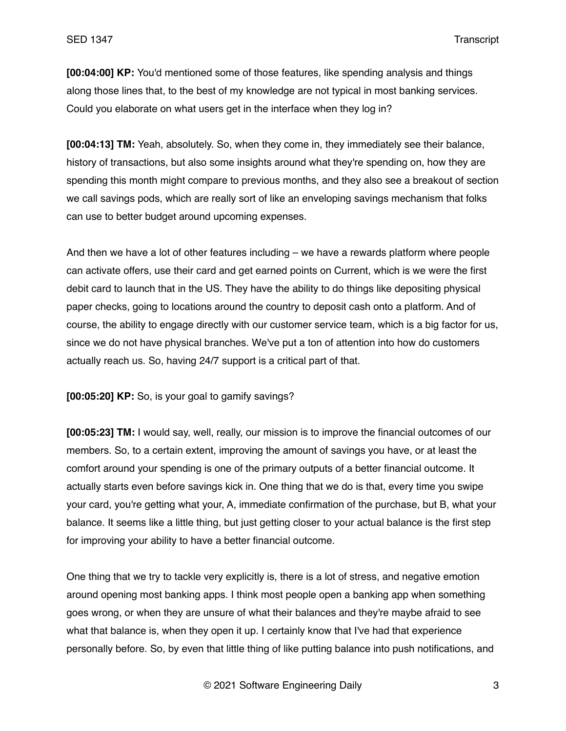**[00:04:00] KP:** You'd mentioned some of those features, like spending analysis and things along those lines that, to the best of my knowledge are not typical in most banking services. Could you elaborate on what users get in the interface when they log in?

**[00:04:13] TM:** Yeah, absolutely. So, when they come in, they immediately see their balance, history of transactions, but also some insights around what they're spending on, how they are spending this month might compare to previous months, and they also see a breakout of section we call savings pods, which are really sort of like an enveloping savings mechanism that folks can use to better budget around upcoming expenses.

And then we have a lot of other features including – we have a rewards platform where people can activate offers, use their card and get earned points on Current, which is we were the first debit card to launch that in the US. They have the ability to do things like depositing physical paper checks, going to locations around the country to deposit cash onto a platform. And of course, the ability to engage directly with our customer service team, which is a big factor for us, since we do not have physical branches. We've put a ton of attention into how do customers actually reach us. So, having 24/7 support is a critical part of that.

**[00:05:20] KP:** So, is your goal to gamify savings?

**[00:05:23] TM:** I would say, well, really, our mission is to improve the financial outcomes of our members. So, to a certain extent, improving the amount of savings you have, or at least the comfort around your spending is one of the primary outputs of a better financial outcome. It actually starts even before savings kick in. One thing that we do is that, every time you swipe your card, you're getting what your, A, immediate confirmation of the purchase, but B, what your balance. It seems like a little thing, but just getting closer to your actual balance is the first step for improving your ability to have a better financial outcome.

One thing that we try to tackle very explicitly is, there is a lot of stress, and negative emotion around opening most banking apps. I think most people open a banking app when something goes wrong, or when they are unsure of what their balances and they're maybe afraid to see what that balance is, when they open it up. I certainly know that I've had that experience personally before. So, by even that little thing of like putting balance into push notifications, and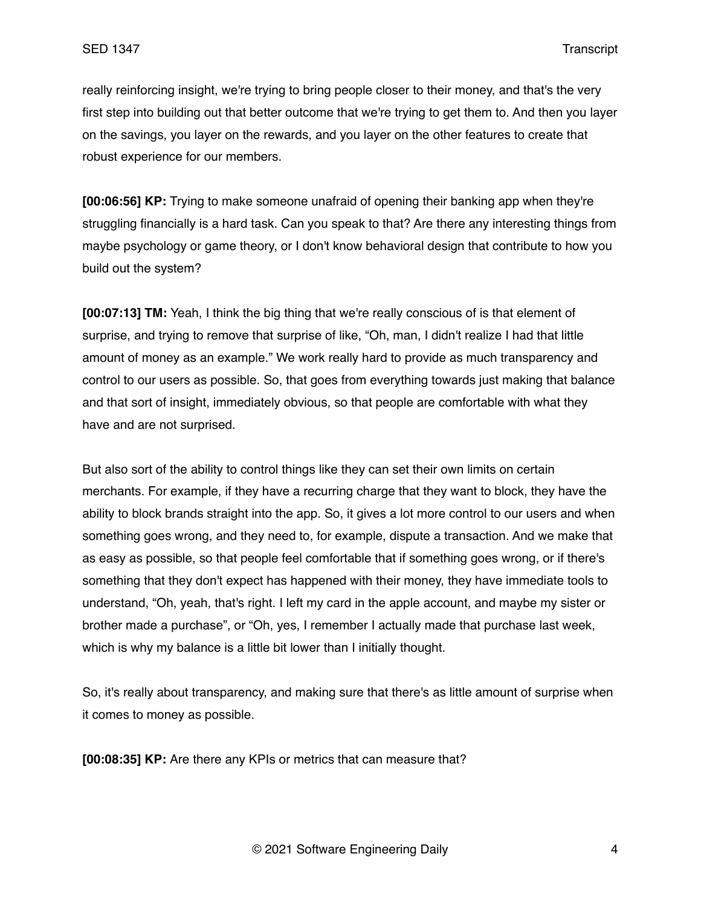really reinforcing insight, we're trying to bring people closer to their money, and that's the very first step into building out that better outcome that we're trying to get them to. And then you layer on the savings, you layer on the rewards, and you layer on the other features to create that robust experience for our members.

**[00:06:56] KP:** Trying to make someone unafraid of opening their banking app when they're struggling financially is a hard task. Can you speak to that? Are there any interesting things from maybe psychology or game theory, or I don't know behavioral design that contribute to how you build out the system?

**[00:07:13] TM:** Yeah, I think the big thing that we're really conscious of is that element of surprise, and trying to remove that surprise of like, "Oh, man, I didn't realize I had that little amount of money as an example." We work really hard to provide as much transparency and control to our users as possible. So, that goes from everything towards just making that balance and that sort of insight, immediately obvious, so that people are comfortable with what they have and are not surprised.

But also sort of the ability to control things like they can set their own limits on certain merchants. For example, if they have a recurring charge that they want to block, they have the ability to block brands straight into the app. So, it gives a lot more control to our users and when something goes wrong, and they need to, for example, dispute a transaction. And we make that as easy as possible, so that people feel comfortable that if something goes wrong, or if there's something that they don't expect has happened with their money, they have immediate tools to understand, "Oh, yeah, that's right. I left my card in the apple account, and maybe my sister or brother made a purchase", or "Oh, yes, I remember I actually made that purchase last week, which is why my balance is a little bit lower than I initially thought.

So, it's really about transparency, and making sure that there's as little amount of surprise when it comes to money as possible.

**[00:08:35] KP:** Are there any KPIs or metrics that can measure that?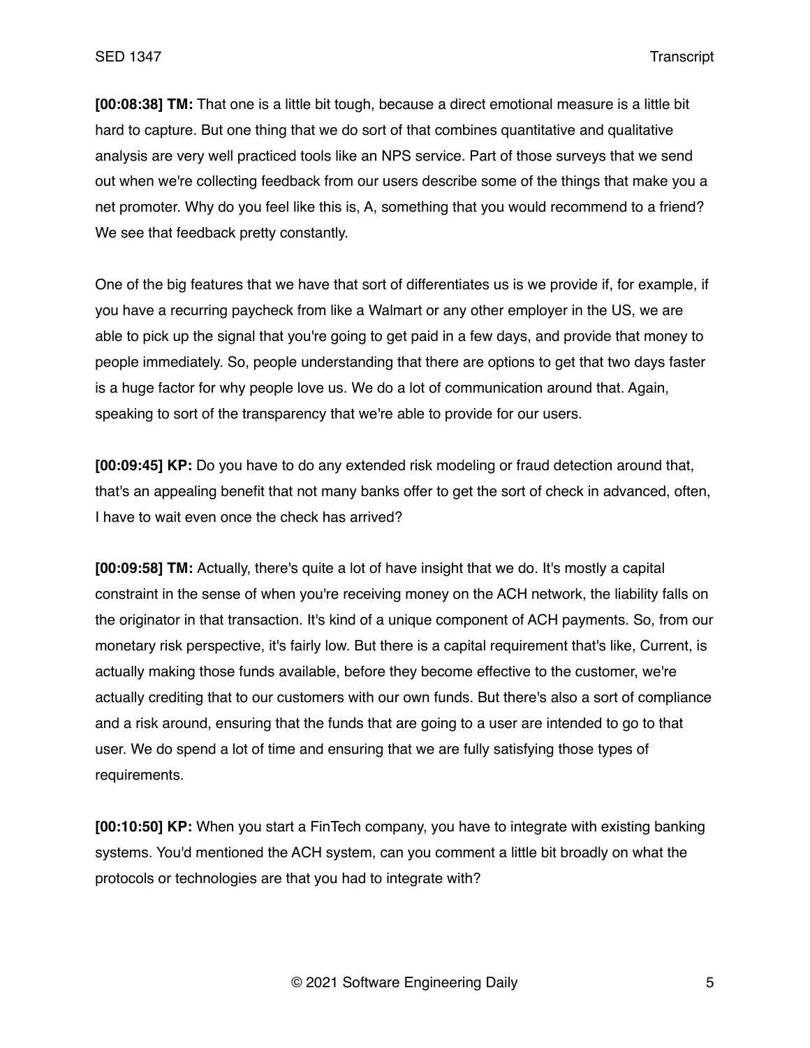**[00:08:38] TM:** That one is a little bit tough, because a direct emotional measure is a little bit hard to capture. But one thing that we do sort of that combines quantitative and qualitative analysis are very well practiced tools like an NPS service. Part of those surveys that we send out when we're collecting feedback from our users describe some of the things that make you a net promoter. Why do you feel like this is, A, something that you would recommend to a friend? We see that feedback pretty constantly.

One of the big features that we have that sort of differentiates us is we provide if, for example, if you have a recurring paycheck from like a Walmart or any other employer in the US, we are able to pick up the signal that you're going to get paid in a few days, and provide that money to people immediately. So, people understanding that there are options to get that two days faster is a huge factor for why people love us. We do a lot of communication around that. Again, speaking to sort of the transparency that we're able to provide for our users.

**[00:09:45] KP:** Do you have to do any extended risk modeling or fraud detection around that, that's an appealing benefit that not many banks offer to get the sort of check in advanced, often, I have to wait even once the check has arrived?

**[00:09:58] TM:** Actually, there's quite a lot of have insight that we do. It's mostly a capital constraint in the sense of when you're receiving money on the ACH network, the liability falls on the originator in that transaction. It's kind of a unique component of ACH payments. So, from our monetary risk perspective, it's fairly low. But there is a capital requirement that's like, Current, is actually making those funds available, before they become effective to the customer, we're actually crediting that to our customers with our own funds. But there's also a sort of compliance and a risk around, ensuring that the funds that are going to a user are intended to go to that user. We do spend a lot of time and ensuring that we are fully satisfying those types of requirements.

**[00:10:50] KP:** When you start a FinTech company, you have to integrate with existing banking systems. You'd mentioned the ACH system, can you comment a little bit broadly on what the protocols or technologies are that you had to integrate with?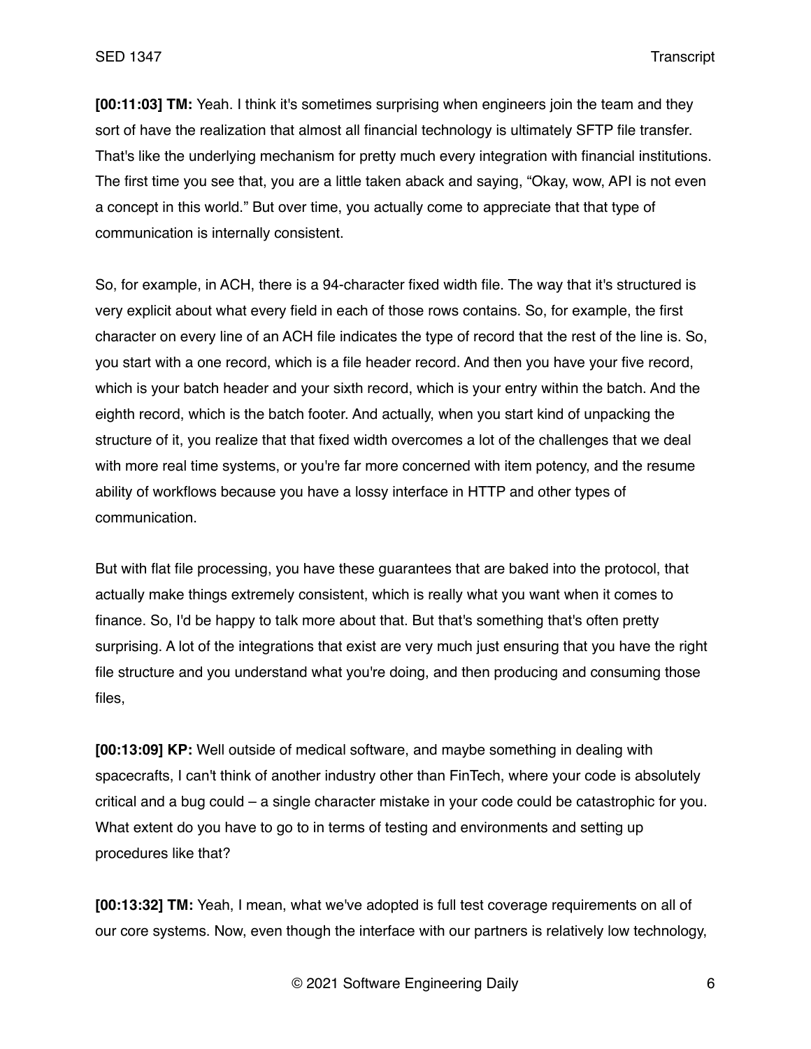**[00:11:03] TM:** Yeah. I think it's sometimes surprising when engineers join the team and they sort of have the realization that almost all financial technology is ultimately SFTP file transfer. That's like the underlying mechanism for pretty much every integration with financial institutions. The first time you see that, you are a little taken aback and saying, "Okay, wow, API is not even a concept in this world." But over time, you actually come to appreciate that that type of communication is internally consistent.

So, for example, in ACH, there is a 94-character fixed width file. The way that it's structured is very explicit about what every field in each of those rows contains. So, for example, the first character on every line of an ACH file indicates the type of record that the rest of the line is. So, you start with a one record, which is a file header record. And then you have your five record, which is your batch header and your sixth record, which is your entry within the batch. And the eighth record, which is the batch footer. And actually, when you start kind of unpacking the structure of it, you realize that that fixed width overcomes a lot of the challenges that we deal with more real time systems, or you're far more concerned with item potency, and the resume ability of workflows because you have a lossy interface in HTTP and other types of communication.

But with flat file processing, you have these guarantees that are baked into the protocol, that actually make things extremely consistent, which is really what you want when it comes to finance. So, I'd be happy to talk more about that. But that's something that's often pretty surprising. A lot of the integrations that exist are very much just ensuring that you have the right file structure and you understand what you're doing, and then producing and consuming those files,

**[00:13:09] KP:** Well outside of medical software, and maybe something in dealing with spacecrafts, I can't think of another industry other than FinTech, where your code is absolutely critical and a bug could – a single character mistake in your code could be catastrophic for you. What extent do you have to go to in terms of testing and environments and setting up procedures like that?

**[00:13:32] TM:** Yeah, I mean, what we've adopted is full test coverage requirements on all of our core systems. Now, even though the interface with our partners is relatively low technology,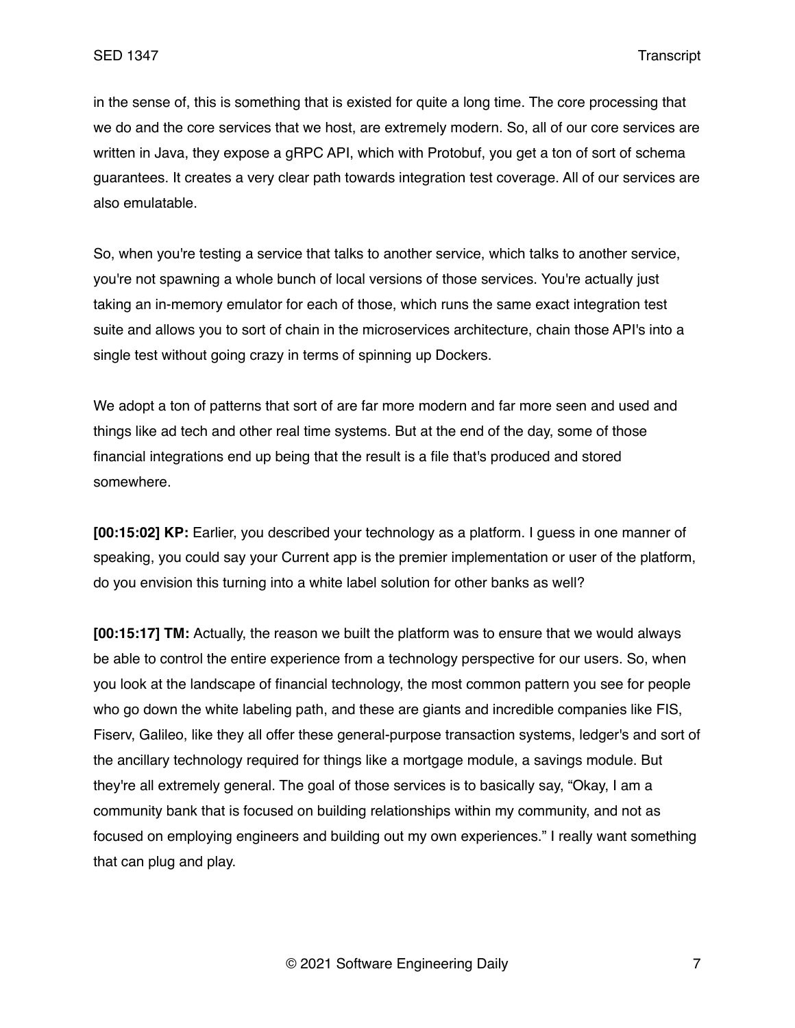in the sense of, this is something that is existed for quite a long time. The core processing that we do and the core services that we host, are extremely modern. So, all of our core services are written in Java, they expose a gRPC API, which with Protobuf, you get a ton of sort of schema guarantees. It creates a very clear path towards integration test coverage. All of our services are also emulatable.

So, when you're testing a service that talks to another service, which talks to another service, you're not spawning a whole bunch of local versions of those services. You're actually just taking an in-memory emulator for each of those, which runs the same exact integration test suite and allows you to sort of chain in the microservices architecture, chain those API's into a single test without going crazy in terms of spinning up Dockers.

We adopt a ton of patterns that sort of are far more modern and far more seen and used and things like ad tech and other real time systems. But at the end of the day, some of those financial integrations end up being that the result is a file that's produced and stored somewhere.

**[00:15:02] KP:** Earlier, you described your technology as a platform. I guess in one manner of speaking, you could say your Current app is the premier implementation or user of the platform, do you envision this turning into a white label solution for other banks as well?

**[00:15:17] TM:** Actually, the reason we built the platform was to ensure that we would always be able to control the entire experience from a technology perspective for our users. So, when you look at the landscape of financial technology, the most common pattern you see for people who go down the white labeling path, and these are giants and incredible companies like FIS, Fiserv, Galileo, like they all offer these general-purpose transaction systems, ledger's and sort of the ancillary technology required for things like a mortgage module, a savings module. But they're all extremely general. The goal of those services is to basically say, "Okay, I am a community bank that is focused on building relationships within my community, and not as focused on employing engineers and building out my own experiences." I really want something that can plug and play.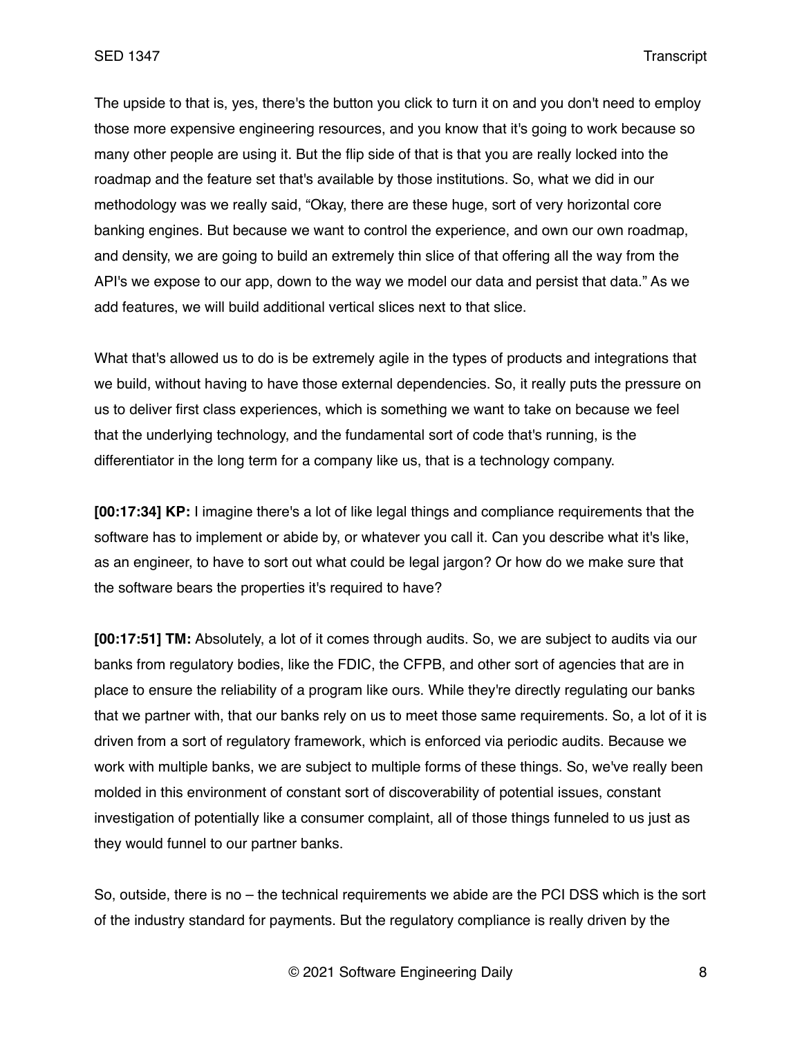The upside to that is, yes, there's the button you click to turn it on and you don't need to employ those more expensive engineering resources, and you know that it's going to work because so many other people are using it. But the flip side of that is that you are really locked into the roadmap and the feature set that's available by those institutions. So, what we did in our methodology was we really said, "Okay, there are these huge, sort of very horizontal core banking engines. But because we want to control the experience, and own our own roadmap, and density, we are going to build an extremely thin slice of that offering all the way from the API's we expose to our app, down to the way we model our data and persist that data." As we add features, we will build additional vertical slices next to that slice.

What that's allowed us to do is be extremely agile in the types of products and integrations that we build, without having to have those external dependencies. So, it really puts the pressure on us to deliver first class experiences, which is something we want to take on because we feel that the underlying technology, and the fundamental sort of code that's running, is the differentiator in the long term for a company like us, that is a technology company.

**[00:17:34] KP:** I imagine there's a lot of like legal things and compliance requirements that the software has to implement or abide by, or whatever you call it. Can you describe what it's like, as an engineer, to have to sort out what could be legal jargon? Or how do we make sure that the software bears the properties it's required to have?

**[00:17:51] TM:** Absolutely, a lot of it comes through audits. So, we are subject to audits via our banks from regulatory bodies, like the FDIC, the CFPB, and other sort of agencies that are in place to ensure the reliability of a program like ours. While they're directly regulating our banks that we partner with, that our banks rely on us to meet those same requirements. So, a lot of it is driven from a sort of regulatory framework, which is enforced via periodic audits. Because we work with multiple banks, we are subject to multiple forms of these things. So, we've really been molded in this environment of constant sort of discoverability of potential issues, constant investigation of potentially like a consumer complaint, all of those things funneled to us just as they would funnel to our partner banks.

So, outside, there is no – the technical requirements we abide are the PCI DSS which is the sort of the industry standard for payments. But the regulatory compliance is really driven by the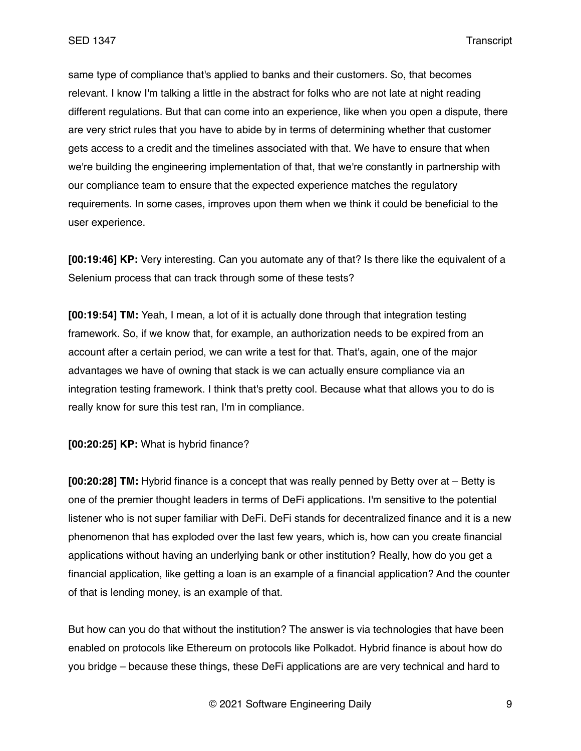same type of compliance that's applied to banks and their customers. So, that becomes relevant. I know I'm talking a little in the abstract for folks who are not late at night reading different regulations. But that can come into an experience, like when you open a dispute, there are very strict rules that you have to abide by in terms of determining whether that customer gets access to a credit and the timelines associated with that. We have to ensure that when we're building the engineering implementation of that, that we're constantly in partnership with our compliance team to ensure that the expected experience matches the regulatory requirements. In some cases, improves upon them when we think it could be beneficial to the user experience.

**[00:19:46] KP:** Very interesting. Can you automate any of that? Is there like the equivalent of a Selenium process that can track through some of these tests?

**[00:19:54] TM:** Yeah, I mean, a lot of it is actually done through that integration testing framework. So, if we know that, for example, an authorization needs to be expired from an account after a certain period, we can write a test for that. That's, again, one of the major advantages we have of owning that stack is we can actually ensure compliance via an integration testing framework. I think that's pretty cool. Because what that allows you to do is really know for sure this test ran, I'm in compliance.

**[00:20:25] KP:** What is hybrid finance?

**[00:20:28] TM:** Hybrid finance is a concept that was really penned by Betty over at – Betty is one of the premier thought leaders in terms of DeFi applications. I'm sensitive to the potential listener who is not super familiar with DeFi. DeFi stands for decentralized finance and it is a new phenomenon that has exploded over the last few years, which is, how can you create financial applications without having an underlying bank or other institution? Really, how do you get a financial application, like getting a loan is an example of a financial application? And the counter of that is lending money, is an example of that.

But how can you do that without the institution? The answer is via technologies that have been enabled on protocols like Ethereum on protocols like Polkadot. Hybrid finance is about how do you bridge – because these things, these DeFi applications are are very technical and hard to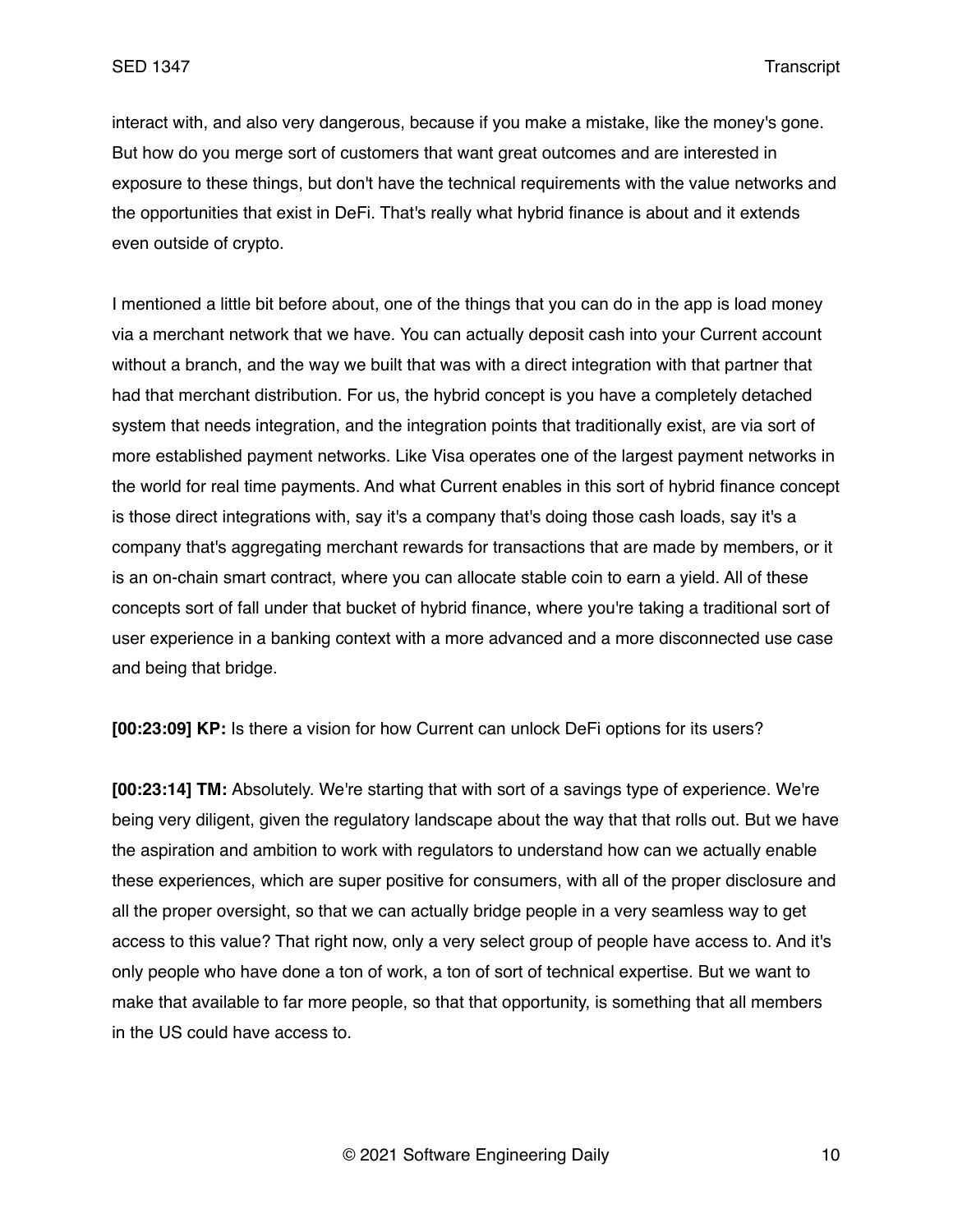interact with, and also very dangerous, because if you make a mistake, like the money's gone. But how do you merge sort of customers that want great outcomes and are interested in exposure to these things, but don't have the technical requirements with the value networks and the opportunities that exist in DeFi. That's really what hybrid finance is about and it extends even outside of crypto.

I mentioned a little bit before about, one of the things that you can do in the app is load money via a merchant network that we have. You can actually deposit cash into your Current account without a branch, and the way we built that was with a direct integration with that partner that had that merchant distribution. For us, the hybrid concept is you have a completely detached system that needs integration, and the integration points that traditionally exist, are via sort of more established payment networks. Like Visa operates one of the largest payment networks in the world for real time payments. And what Current enables in this sort of hybrid finance concept is those direct integrations with, say it's a company that's doing those cash loads, say it's a company that's aggregating merchant rewards for transactions that are made by members, or it is an on-chain smart contract, where you can allocate stable coin to earn a yield. All of these concepts sort of fall under that bucket of hybrid finance, where you're taking a traditional sort of user experience in a banking context with a more advanced and a more disconnected use case and being that bridge.

**[00:23:09] KP:** Is there a vision for how Current can unlock DeFi options for its users?

**[00:23:14] TM:** Absolutely. We're starting that with sort of a savings type of experience. We're being very diligent, given the regulatory landscape about the way that that rolls out. But we have the aspiration and ambition to work with regulators to understand how can we actually enable these experiences, which are super positive for consumers, with all of the proper disclosure and all the proper oversight, so that we can actually bridge people in a very seamless way to get access to this value? That right now, only a very select group of people have access to. And it's only people who have done a ton of work, a ton of sort of technical expertise. But we want to make that available to far more people, so that that opportunity, is something that all members in the US could have access to.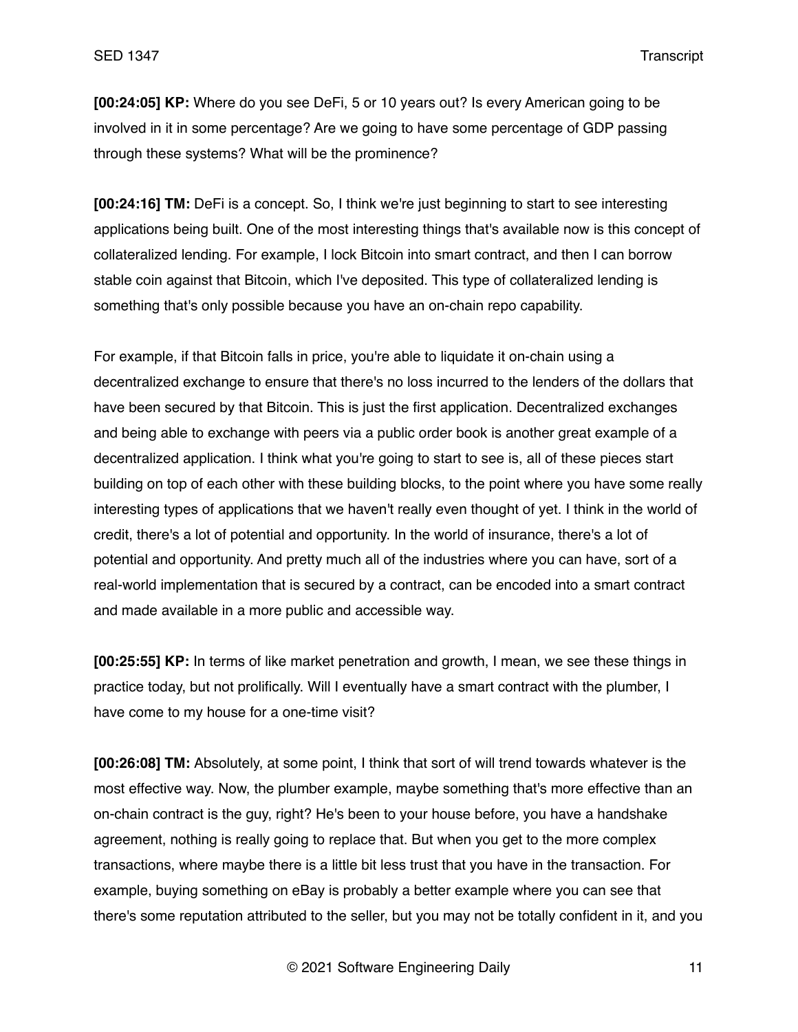**[00:24:05] KP:** Where do you see DeFi, 5 or 10 years out? Is every American going to be involved in it in some percentage? Are we going to have some percentage of GDP passing through these systems? What will be the prominence?

**[00:24:16] TM:** DeFi is a concept. So, I think we're just beginning to start to see interesting applications being built. One of the most interesting things that's available now is this concept of collateralized lending. For example, I lock Bitcoin into smart contract, and then I can borrow stable coin against that Bitcoin, which I've deposited. This type of collateralized lending is something that's only possible because you have an on-chain repo capability.

For example, if that Bitcoin falls in price, you're able to liquidate it on-chain using a decentralized exchange to ensure that there's no loss incurred to the lenders of the dollars that have been secured by that Bitcoin. This is just the first application. Decentralized exchanges and being able to exchange with peers via a public order book is another great example of a decentralized application. I think what you're going to start to see is, all of these pieces start building on top of each other with these building blocks, to the point where you have some really interesting types of applications that we haven't really even thought of yet. I think in the world of credit, there's a lot of potential and opportunity. In the world of insurance, there's a lot of potential and opportunity. And pretty much all of the industries where you can have, sort of a real-world implementation that is secured by a contract, can be encoded into a smart contract and made available in a more public and accessible way.

**[00:25:55] KP:** In terms of like market penetration and growth, I mean, we see these things in practice today, but not prolifically. Will I eventually have a smart contract with the plumber, I have come to my house for a one-time visit?

**[00:26:08] TM:** Absolutely, at some point, I think that sort of will trend towards whatever is the most effective way. Now, the plumber example, maybe something that's more effective than an on-chain contract is the guy, right? He's been to your house before, you have a handshake agreement, nothing is really going to replace that. But when you get to the more complex transactions, where maybe there is a little bit less trust that you have in the transaction. For example, buying something on eBay is probably a better example where you can see that there's some reputation attributed to the seller, but you may not be totally confident in it, and you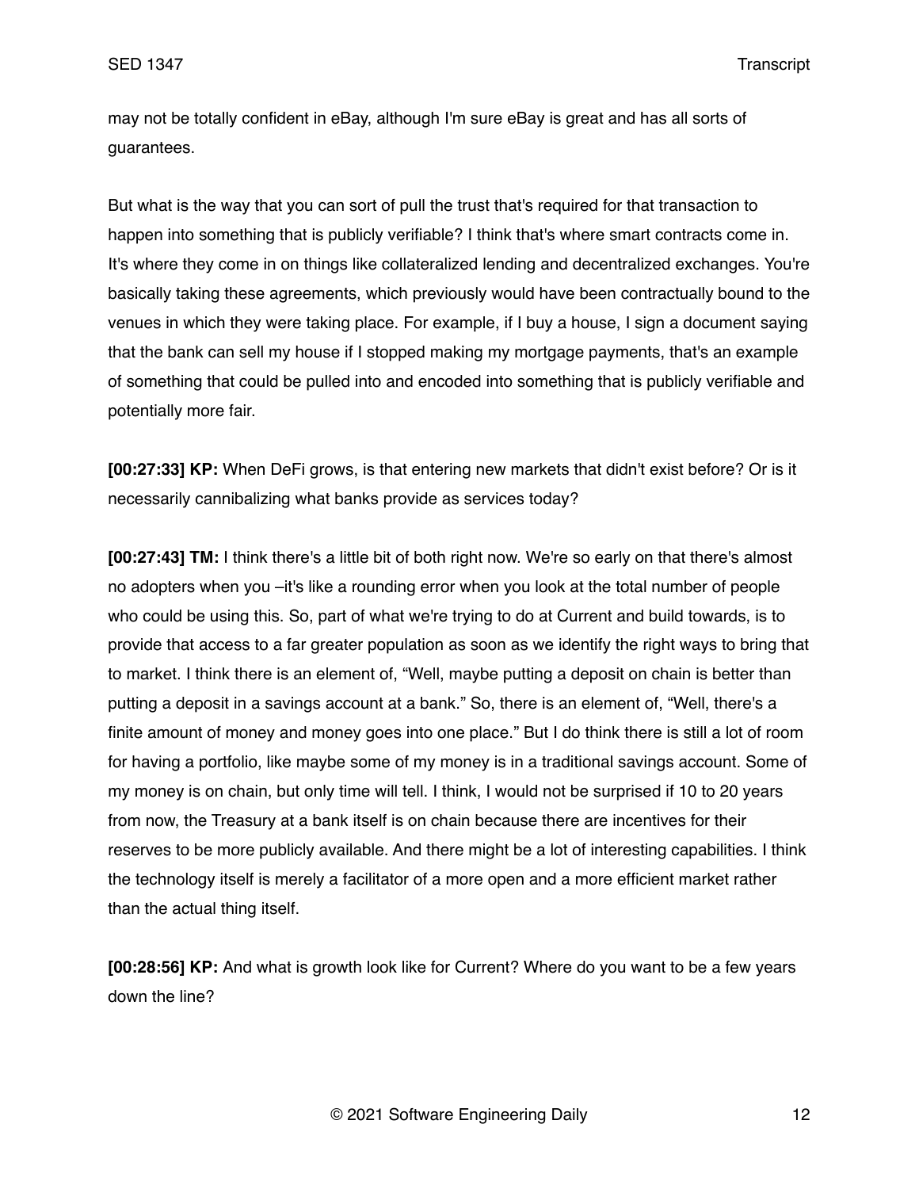may not be totally confident in eBay, although I'm sure eBay is great and has all sorts of guarantees.

But what is the way that you can sort of pull the trust that's required for that transaction to happen into something that is publicly verifiable? I think that's where smart contracts come in. It's where they come in on things like collateralized lending and decentralized exchanges. You're basically taking these agreements, which previously would have been contractually bound to the venues in which they were taking place. For example, if I buy a house, I sign a document saying that the bank can sell my house if I stopped making my mortgage payments, that's an example of something that could be pulled into and encoded into something that is publicly verifiable and potentially more fair.

**[00:27:33] KP:** When DeFi grows, is that entering new markets that didn't exist before? Or is it necessarily cannibalizing what banks provide as services today?

**[00:27:43] TM:** I think there's a little bit of both right now. We're so early on that there's almost no adopters when you –it's like a rounding error when you look at the total number of people who could be using this. So, part of what we're trying to do at Current and build towards, is to provide that access to a far greater population as soon as we identify the right ways to bring that to market. I think there is an element of, "Well, maybe putting a deposit on chain is better than putting a deposit in a savings account at a bank." So, there is an element of, "Well, there's a finite amount of money and money goes into one place." But I do think there is still a lot of room for having a portfolio, like maybe some of my money is in a traditional savings account. Some of my money is on chain, but only time will tell. I think, I would not be surprised if 10 to 20 years from now, the Treasury at a bank itself is on chain because there are incentives for their reserves to be more publicly available. And there might be a lot of interesting capabilities. I think the technology itself is merely a facilitator of a more open and a more efficient market rather than the actual thing itself.

**[00:28:56] KP:** And what is growth look like for Current? Where do you want to be a few years down the line?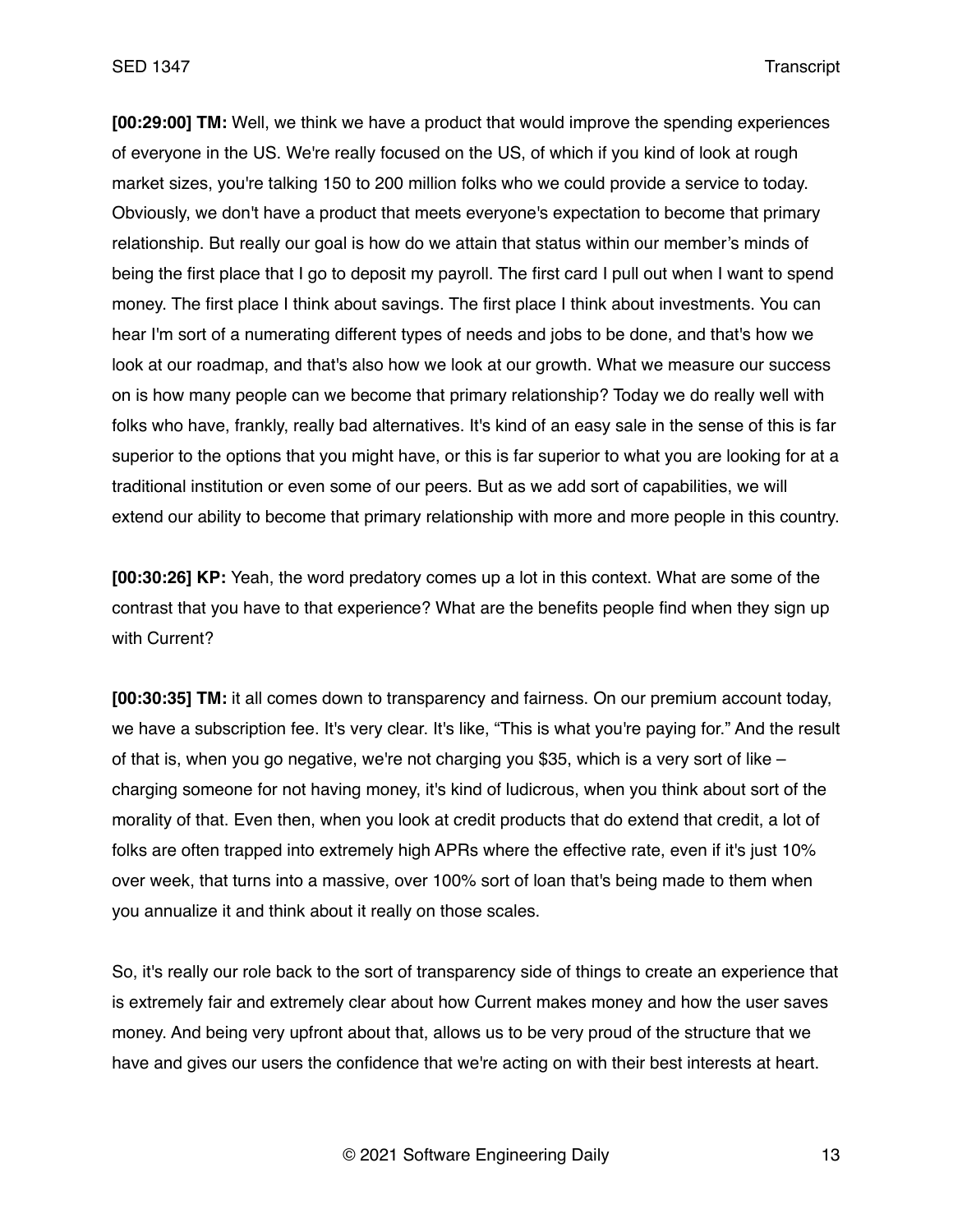**[00:29:00] TM:** Well, we think we have a product that would improve the spending experiences of everyone in the US. We're really focused on the US, of which if you kind of look at rough market sizes, you're talking 150 to 200 million folks who we could provide a service to today. Obviously, we don't have a product that meets everyone's expectation to become that primary relationship. But really our goal is how do we attain that status within our member's minds of being the first place that I go to deposit my payroll. The first card I pull out when I want to spend money. The first place I think about savings. The first place I think about investments. You can hear I'm sort of a numerating different types of needs and jobs to be done, and that's how we look at our roadmap, and that's also how we look at our growth. What we measure our success on is how many people can we become that primary relationship? Today we do really well with folks who have, frankly, really bad alternatives. It's kind of an easy sale in the sense of this is far superior to the options that you might have, or this is far superior to what you are looking for at a traditional institution or even some of our peers. But as we add sort of capabilities, we will extend our ability to become that primary relationship with more and more people in this country.

**[00:30:26] KP:** Yeah, the word predatory comes up a lot in this context. What are some of the contrast that you have to that experience? What are the benefits people find when they sign up with Current?

**[00:30:35] TM:** it all comes down to transparency and fairness. On our premium account today, we have a subscription fee. It's very clear. It's like, "This is what you're paying for." And the result of that is, when you go negative, we're not charging you $35, which is a very sort of like – charging someone for not having money, it's kind of ludicrous, when you think about sort of the morality of that. Even then, when you look at credit products that do extend that credit, a lot of folks are often trapped into extremely high APRs where the effective rate, even if it's just 10% over week, that turns into a massive, over 100% sort of loan that's being made to them when you annualize it and think about it really on those scales.

So, it's really our role back to the sort of transparency side of things to create an experience that is extremely fair and extremely clear about how Current makes money and how the user saves money. And being very upfront about that, allows us to be very proud of the structure that we have and gives our users the confidence that we're acting on with their best interests at heart.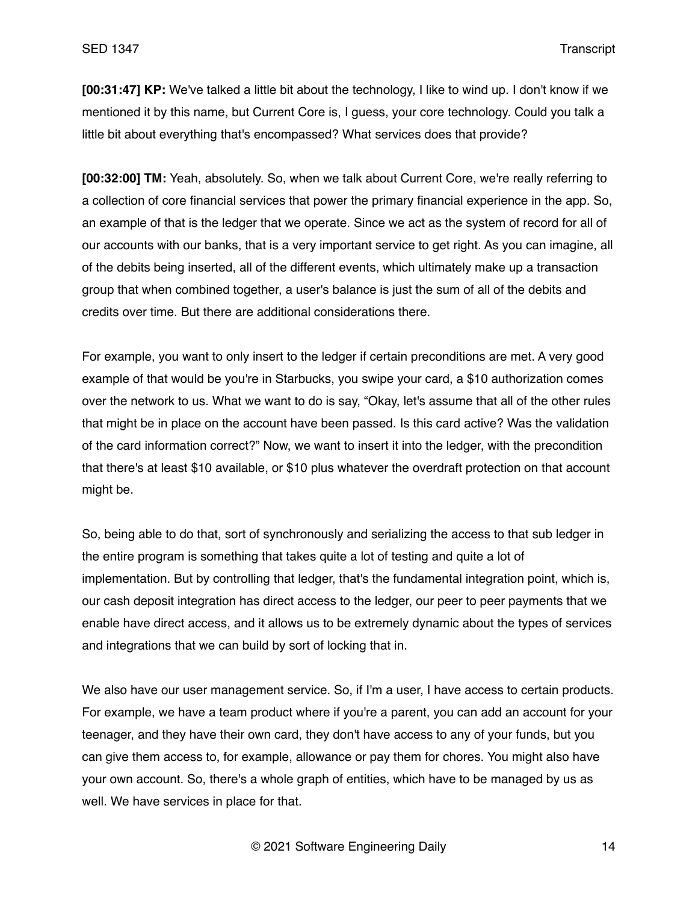**[00:31:47] KP:** We've talked a little bit about the technology, I like to wind up. I don't know if we mentioned it by this name, but Current Core is, I guess, your core technology. Could you talk a little bit about everything that's encompassed? What services does that provide?

**[00:32:00] TM:** Yeah, absolutely. So, when we talk about Current Core, we're really referring to a collection of core financial services that power the primary financial experience in the app. So, an example of that is the ledger that we operate. Since we act as the system of record for all of our accounts with our banks, that is a very important service to get right. As you can imagine, all of the debits being inserted, all of the different events, which ultimately make up a transaction group that when combined together, a user's balance is just the sum of all of the debits and credits over time. But there are additional considerations there.

For example, you want to only insert to the ledger if certain preconditions are met. A very good example of that would be you're in Starbucks, you swipe your card, a $10 authorization comes over the network to us. What we want to do is say, "Okay, let's assume that all of the other rules that might be in place on the account have been passed. Is this card active? Was the validation of the card information correct?" Now, we want to insert it into the ledger, with the precondition that there's at least $10 available, or $10 plus whatever the overdraft protection on that account might be.

So, being able to do that, sort of synchronously and serializing the access to that sub ledger in the entire program is something that takes quite a lot of testing and quite a lot of implementation. But by controlling that ledger, that's the fundamental integration point, which is, our cash deposit integration has direct access to the ledger, our peer to peer payments that we enable have direct access, and it allows us to be extremely dynamic about the types of services and integrations that we can build by sort of locking that in.

We also have our user management service. So, if I'm a user, I have access to certain products. For example, we have a team product where if you're a parent, you can add an account for your teenager, and they have their own card, they don't have access to any of your funds, but you can give them access to, for example, allowance or pay them for chores. You might also have your own account. So, there's a whole graph of entities, which have to be managed by us as well. We have services in place for that.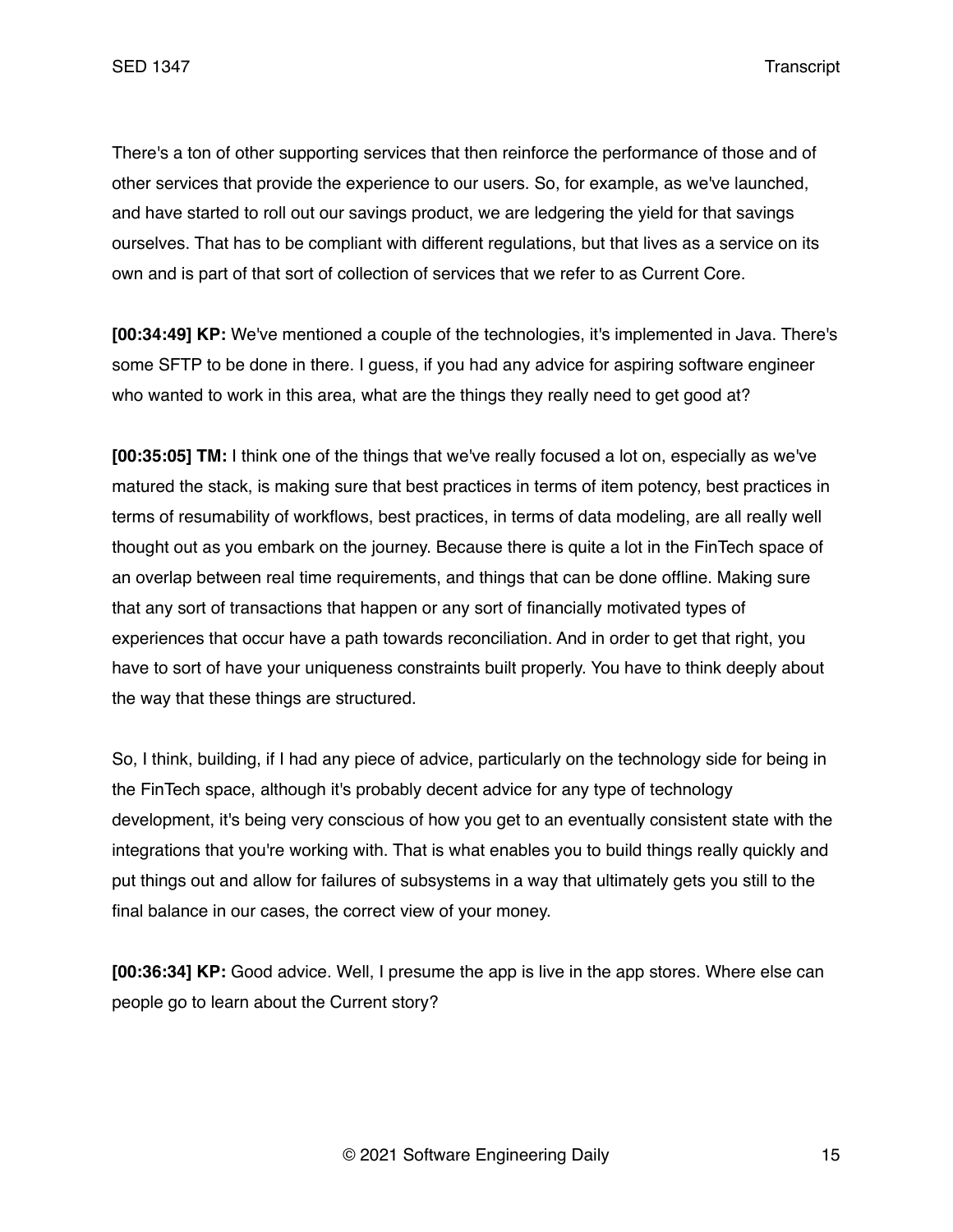There's a ton of other supporting services that then reinforce the performance of those and of other services that provide the experience to our users. So, for example, as we've launched, and have started to roll out our savings product, we are ledgering the yield for that savings ourselves. That has to be compliant with different regulations, but that lives as a service on its own and is part of that sort of collection of services that we refer to as Current Core.

**[00:34:49] KP:** We've mentioned a couple of the technologies, it's implemented in Java. There's some SFTP to be done in there. I guess, if you had any advice for aspiring software engineer who wanted to work in this area, what are the things they really need to get good at?

**[00:35:05] TM:** I think one of the things that we've really focused a lot on, especially as we've matured the stack, is making sure that best practices in terms of item potency, best practices in terms of resumability of workflows, best practices, in terms of data modeling, are all really well thought out as you embark on the journey. Because there is quite a lot in the FinTech space of an overlap between real time requirements, and things that can be done offline. Making sure that any sort of transactions that happen or any sort of financially motivated types of experiences that occur have a path towards reconciliation. And in order to get that right, you have to sort of have your uniqueness constraints built properly. You have to think deeply about the way that these things are structured.

So, I think, building, if I had any piece of advice, particularly on the technology side for being in the FinTech space, although it's probably decent advice for any type of technology development, it's being very conscious of how you get to an eventually consistent state with the integrations that you're working with. That is what enables you to build things really quickly and put things out and allow for failures of subsystems in a way that ultimately gets you still to the final balance in our cases, the correct view of your money.

**[00:36:34] KP:** Good advice. Well, I presume the app is live in the app stores. Where else can people go to learn about the Current story?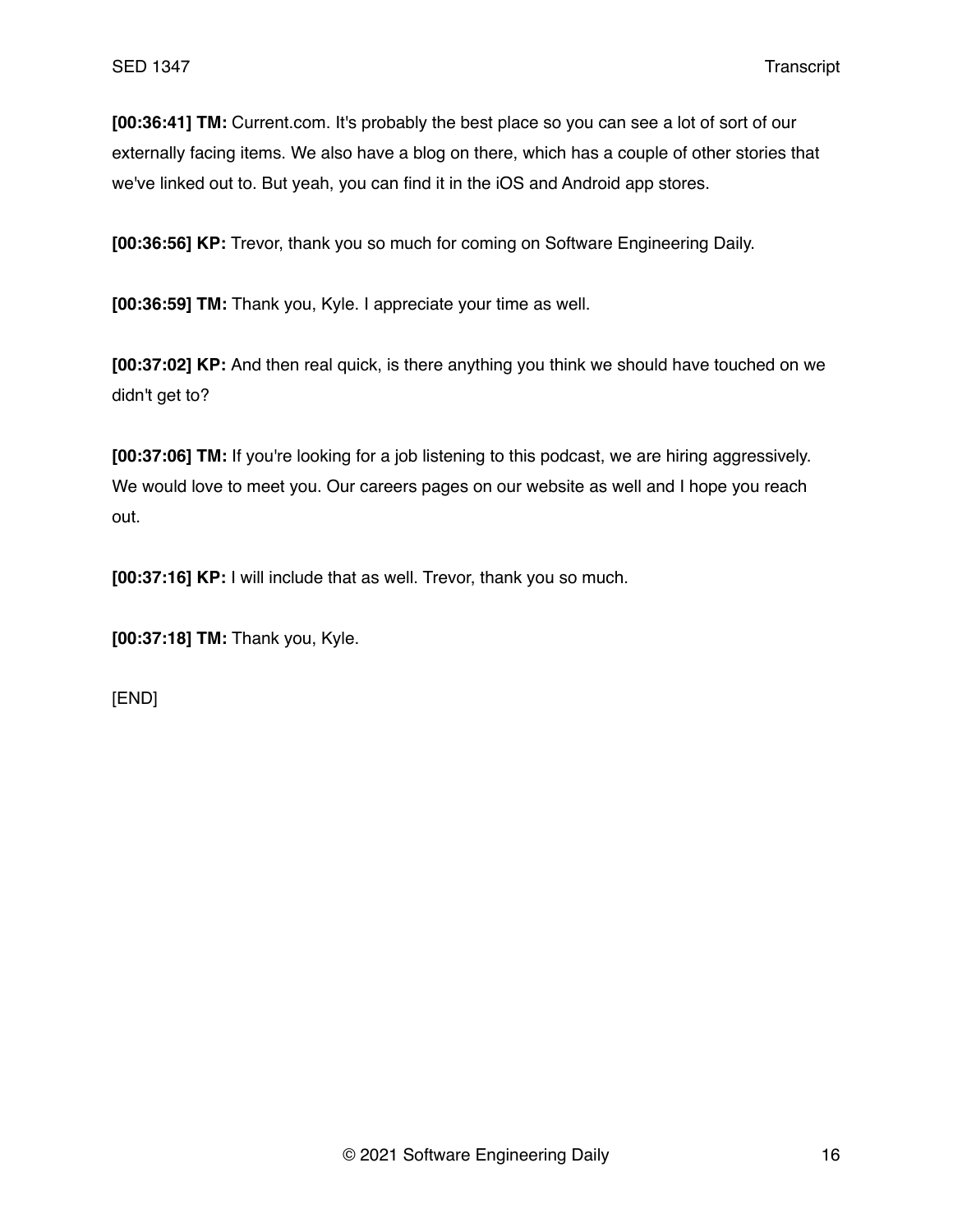**[00:36:41] TM:** Current.com. It's probably the best place so you can see a lot of sort of our externally facing items. We also have a blog on there, which has a couple of other stories that we've linked out to. But yeah, you can find it in the iOS and Android app stores.

**[00:36:56] KP:** Trevor, thank you so much for coming on Software Engineering Daily.

**[00:36:59] TM:** Thank you, Kyle. I appreciate your time as well.

**[00:37:02] KP:** And then real quick, is there anything you think we should have touched on we didn't get to?

**[00:37:06] TM:** If you're looking for a job listening to this podcast, we are hiring aggressively. We would love to meet you. Our careers pages on our website as well and I hope you reach out.

**[00:37:16] KP:** I will include that as well. Trevor, thank you so much.

**[00:37:18] TM:** Thank you, Kyle.

[END]